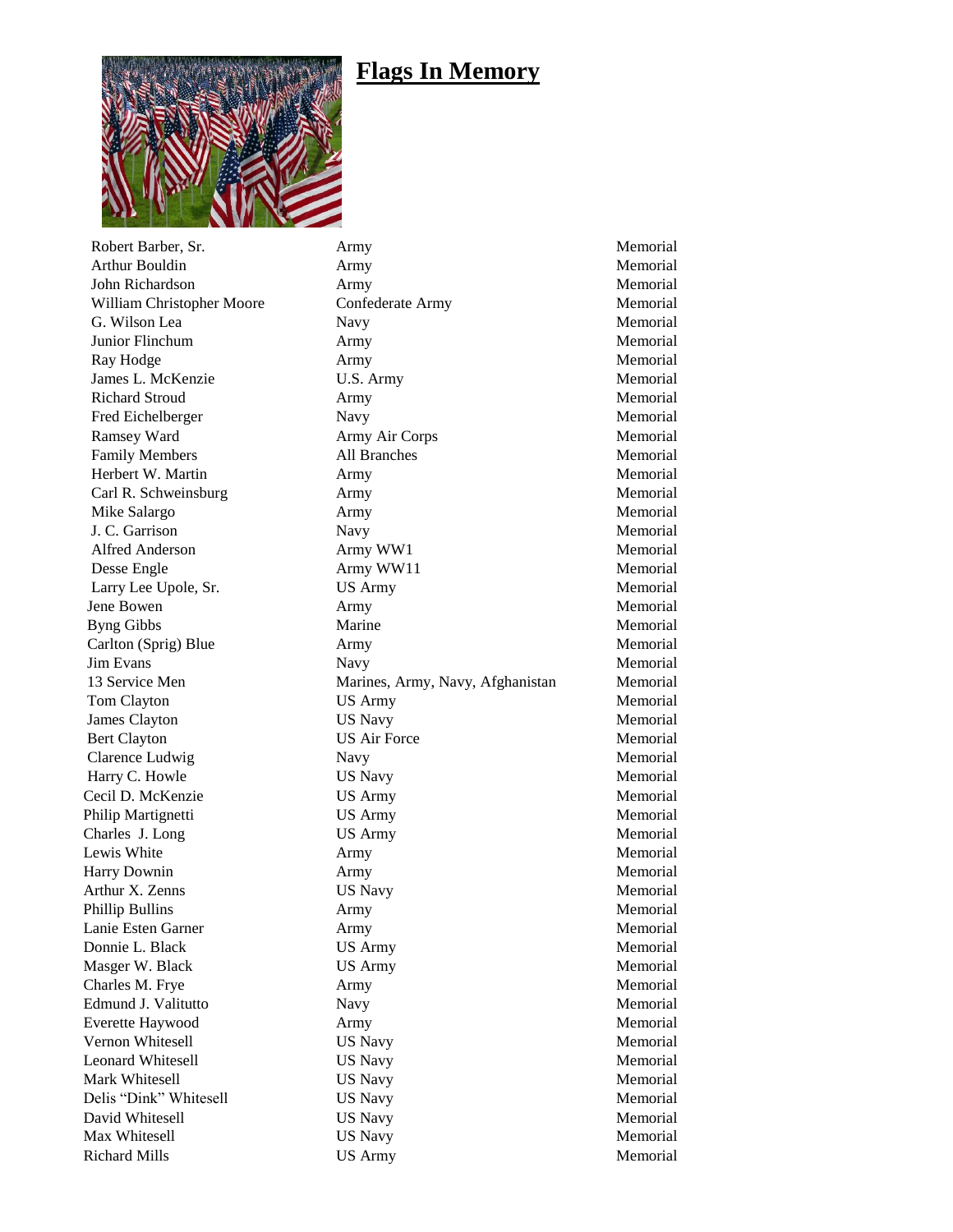# Flags In Memory

| Name | Branch | Type |
|---|---|---|
| Robert Barber, Sr. | Army | Memorial |
| Arthur Bouldin | Army | Memorial |
| John Richardson | Army | Memorial |
| William Christopher Moore | Confederate Army | Memorial |
| G. Wilson Lea | Navy | Memorial |
| Junior Flinchum | Army | Memorial |
| Ray Hodge | Army | Memorial |
| James L. McKenzie | U.S. Army | Memorial |
| Richard Stroud | Army | Memorial |
| Fred Eichelberger | Navy | Memorial |
| Ramsey Ward | Army Air Corps | Memorial |
| Family Members | All Branches | Memorial |
| Herbert W. Martin | Army | Memorial |
| Carl R. Schweinsburg | Army | Memorial |
| Mike Salargo | Army | Memorial |
| J. C. Garrison | Navy | Memorial |
| Alfred Anderson | Army WW1 | Memorial |
| Desse Engle | Army WW11 | Memorial |
| Larry Lee Upole, Sr. | US Army | Memorial |
| Jene Bowen | Army | Memorial |
| Byng Gibbs | Marine | Memorial |
| Carlton (Sprig) Blue | Army | Memorial |
| Jim Evans | Navy | Memorial |
| 13 Service Men | Marines, Army, Navy, Afghanistan | Memorial |
| Tom Clayton | US Army | Memorial |
| James Clayton | US Navy | Memorial |
| Bert Clayton | US Air Force | Memorial |
| Clarence Ludwig | Navy | Memorial |
| Harry C. Howle | US Navy | Memorial |
| Cecil D. McKenzie | US Army | Memorial |
| Philip Martignetti | US Army | Memorial |
| Charles J. Long | US Army | Memorial |
| Lewis White | Army | Memorial |
| Harry Downin | Army | Memorial |
| Arthur X. Zenns | US Navy | Memorial |
| Phillip Bullins | Army | Memorial |
| Lanie Esten Garner | Army | Memorial |
| Donnie L. Black | US Army | Memorial |
| Masger W. Black | US Army | Memorial |
| Charles M. Frye | Army | Memorial |
| Edmund J. Valitutto | Navy | Memorial |
| Everette Haywood | Army | Memorial |
| Vernon Whitesell | US Navy | Memorial |
| Leonard Whitesell | US Navy | Memorial |
| Mark Whitesell | US Navy | Memorial |
| Delis "Dink" Whitesell | US Navy | Memorial |
| David Whitesell | US Navy | Memorial |
| Max Whitesell | US Navy | Memorial |
| Richard Mills | US Army | Memorial |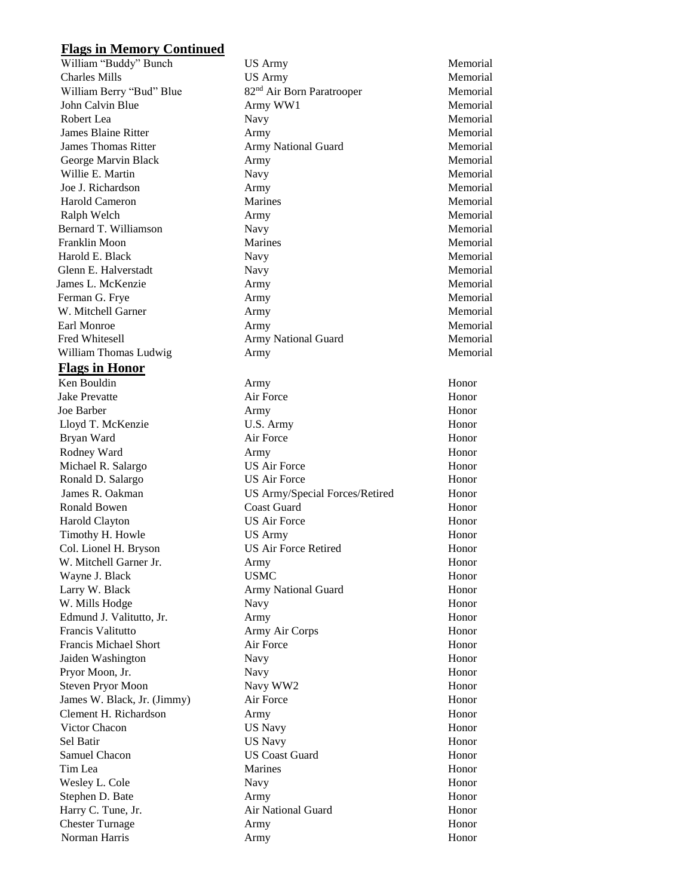## Flags in Memory Continued

| | | |
|---|---|---|
| William "Buddy" Bunch | US Army | Memorial |
| Charles Mills | US Army | Memorial |
| William Berry "Bud" Blue | 82nd Air Born Paratrooper | Memorial |
| John Calvin Blue | Army WW1 | Memorial |
| Robert Lea | Navy | Memorial |
| James Blaine Ritter | Army | Memorial |
| James Thomas Ritter | Army National Guard | Memorial |
| George Marvin Black | Army | Memorial |
| Willie E. Martin | Navy | Memorial |
| Joe J. Richardson | Army | Memorial |
| Harold Cameron | Marines | Memorial |
| Ralph Welch | Army | Memorial |
| Bernard T. Williamson | Navy | Memorial |
| Franklin Moon | Marines | Memorial |
| Harold E. Black | Navy | Memorial |
| Glenn E. Halverstadt | Navy | Memorial |
| James L. McKenzie | Army | Memorial |
| Ferman G. Frye | Army | Memorial |
| W. Mitchell Garner | Army | Memorial |
| Earl Monroe | Army | Memorial |
| Fred Whitesell | Army National Guard | Memorial |
| William Thomas Ludwig | Army | Memorial |

## Flags in Honor

| | | |
|---|---|---|
| Ken Bouldin | Army | Honor |
| Jake Prevatte | Air Force | Honor |
| Joe Barber | Army | Honor |
| Lloyd T. McKenzie | U.S. Army | Honor |
| Bryan Ward | Air Force | Honor |
| Rodney Ward | Army | Honor |
| Michael R. Salargo | US Air Force | Honor |
| Ronald D. Salargo | US Air Force | Honor |
| James R. Oakman | US Army/Special Forces/Retired | Honor |
| Ronald Bowen | Coast Guard | Honor |
| Harold Clayton | US Air Force | Honor |
| Timothy H. Howle | US Army | Honor |
| Col. Lionel H. Bryson | US Air Force Retired | Honor |
| W. Mitchell Garner Jr. | Army | Honor |
| Wayne J. Black | USMC | Honor |
| Larry W. Black | Army National Guard | Honor |
| W. Mills Hodge | Navy | Honor |
| Edmund J. Valitutto, Jr. | Army | Honor |
| Francis Valitutto | Army Air Corps | Honor |
| Francis Michael Short | Air Force | Honor |
| Jaiden Washington | Navy | Honor |
| Pryor Moon, Jr. | Navy | Honor |
| Steven Pryor Moon | Navy WW2 | Honor |
| James W. Black, Jr. (Jimmy) | Air Force | Honor |
| Clement H. Richardson | Army | Honor |
| Victor Chacon | US Navy | Honor |
| Sel Batir | US Navy | Honor |
| Samuel Chacon | US Coast Guard | Honor |
| Tim Lea | Marines | Honor |
| Wesley L. Cole | Navy | Honor |
| Stephen D. Bate | Army | Honor |
| Harry C. Tune, Jr. | Air National Guard | Honor |
| Chester Turnage | Army | Honor |
| Norman Harris | Army | Honor |